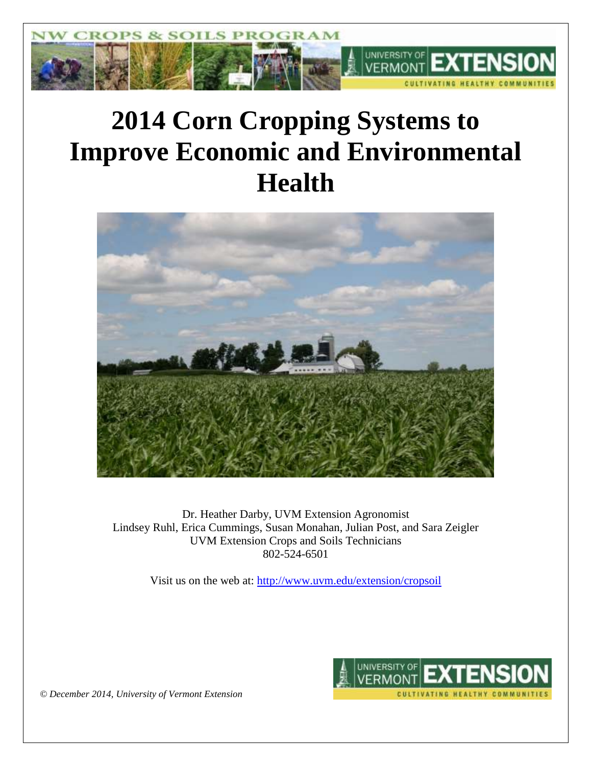# 2014 Corn Cropping Systems to Improve Economic and Environmental Health

Dr. Heather Darby, UVM Extension Agronomist
Lindsey Ruhl, Erica Cummings, Susan Monahan, Julian Post, and Sara Zeigler
UVM Extension Crops and Soils Technicians
802-524-6501

Visit us on the web at: http://www.uvm.edu/extension/cropsoil

*© December 2014, University of Vermont Extension*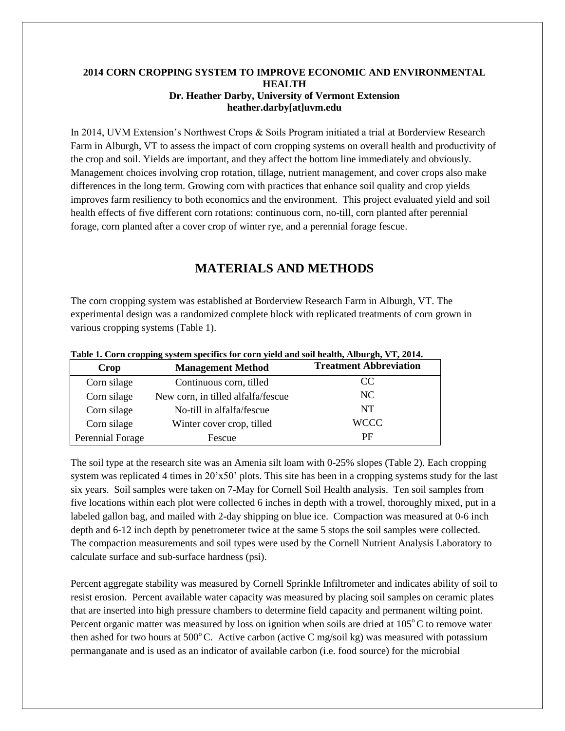**2014 CORN CROPPING SYSTEM TO IMPROVE ECONOMIC AND ENVIRONMENTAL HEALTH**
**Dr. Heather Darby, University of Vermont Extension**
**heather.darby[at]uvm.edu**

In 2014, UVM Extension's Northwest Crops & Soils Program initiated a trial at Borderview Research Farm in Alburgh, VT to assess the impact of corn cropping systems on overall health and productivity of the crop and soil. Yields are important, and they affect the bottom line immediately and obviously. Management choices involving crop rotation, tillage, nutrient management, and cover crops also make differences in the long term. Growing corn with practices that enhance soil quality and crop yields improves farm resiliency to both economics and the environment. This project evaluated yield and soil health effects of five different corn rotations: continuous corn, no-till, corn planted after perennial forage, corn planted after a cover crop of winter rye, and a perennial forage fescue.

# MATERIALS AND METHODS

The corn cropping system was established at Borderview Research Farm in Alburgh, VT. The experimental design was a randomized complete block with replicated treatments of corn grown in various cropping systems (Table 1).

**Table 1. Corn cropping system specifics for corn yield and soil health, Alburgh, VT, 2014.**

| Crop | Management Method | Treatment Abbreviation |
|---|---|---|
| Corn silage | Continuous corn, tilled | CC |
| Corn silage | New corn, in tilled alfalfa/fescue | NC |
| Corn silage | No-till in alfalfa/fescue | NT |
| Corn silage | Winter cover crop, tilled | WCCC |
| Perennial Forage | Fescue | PF |

The soil type at the research site was an Amenia silt loam with 0-25% slopes (Table 2). Each cropping system was replicated 4 times in 20'x50' plots. This site has been in a cropping systems study for the last six years. Soil samples were taken on 7-May for Cornell Soil Health analysis. Ten soil samples from five locations within each plot were collected 6 inches in depth with a trowel, thoroughly mixed, put in a labeled gallon bag, and mailed with 2-day shipping on blue ice. Compaction was measured at 0-6 inch depth and 6-12 inch depth by penetrometer twice at the same 5 stops the soil samples were collected. The compaction measurements and soil types were used by the Cornell Nutrient Analysis Laboratory to calculate surface and sub-surface hardness (psi).

Percent aggregate stability was measured by Cornell Sprinkle Infiltrometer and indicates ability of soil to resist erosion. Percent available water capacity was measured by placing soil samples on ceramic plates that are inserted into high pressure chambers to determine field capacity and permanent wilting point. Percent organic matter was measured by loss on ignition when soils are dried at $105^{o}$ C to remove water then ashed for two hours at $500^{o}$ C. Active carbon (active C mg/soil kg) was measured with potassium permanganate and is used as an indicator of available carbon (i.e. food source) for the microbial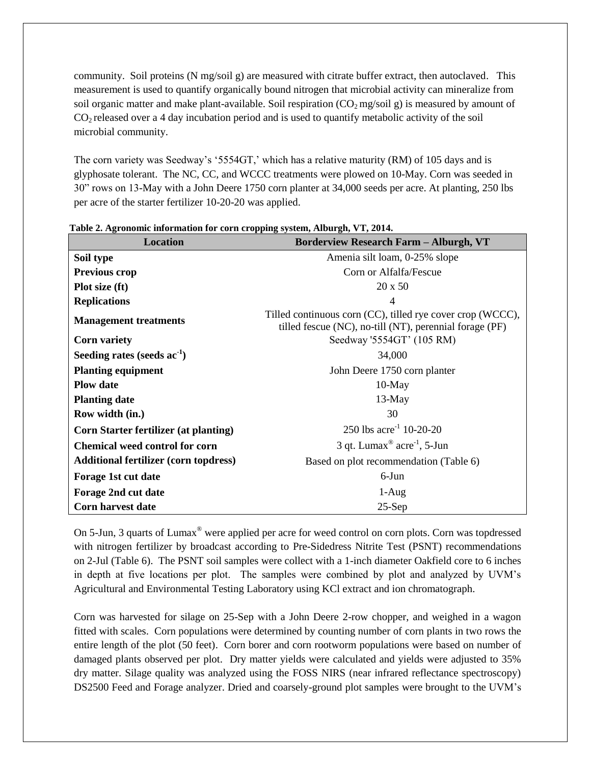community. Soil proteins (N mg/soil g) are measured with citrate buffer extract, then autoclaved. This measurement is used to quantify organically bound nitrogen that microbial activity can mineralize from soil organic matter and make plant-available. Soil respiration ($CO_2$ mg/soil g) is measured by amount of $CO_2$ released over a 4 day incubation period and is used to quantify metabolic activity of the soil microbial community.

The corn variety was Seedway's '5554GT,' which has a relative maturity (RM) of 105 days and is glyphosate tolerant. The NC, CC, and WCCC treatments were plowed on 10-May. Corn was seeded in 30" rows on 13-May with a John Deere 1750 corn planter at 34,000 seeds per acre. At planting, 250 lbs per acre of the starter fertilizer 10-20-20 was applied.

**Table 2. Agronomic information for corn cropping system, Alburgh, VT, 2014.**

| Location | Borderview Research Farm – Alburgh, VT |
|---|---|
| **Soil type** | Amenia silt loam, 0-25% slope |
| **Previous crop** | Corn or Alfalfa/Fescue |
| **Plot size (ft)** | 20 x 50 |
| **Replications** | 4 |
| **Management treatments** | Tilled continuous corn (CC), tilled rye cover crop (WCCC), tilled fescue (NC), no-till (NT), perennial forage (PF) |
| **Corn variety** | Seedway '5554GT' (105 RM) |
| **Seeding rates (seeds $ac^{-1}$)** | 34,000 |
| **Planting equipment** | John Deere 1750 corn planter |
| **Plow date** | 10-May |
| **Planting date** | 13-May |
| **Row width (in.)** | 30 |
| **Corn Starter fertilizer (at planting)** | 250 lbs $acre^{-1}$ 10-20-20 |
| **Chemical weed control for corn** | 3 qt. Lumax® $acre^{-1}$, 5-Jun |
| **Additional fertilizer (corn topdress)** | Based on plot recommendation (Table 6) |
| **Forage 1st cut date** | 6-Jun |
| **Forage 2nd cut date** | 1-Aug |
| **Corn harvest date** | 25-Sep |

On 5-Jun, 3 quarts of Lumax® were applied per acre for weed control on corn plots. Corn was topdressed with nitrogen fertilizer by broadcast according to Pre-Sidedress Nitrite Test (PSNT) recommendations on 2-Jul (Table 6). The PSNT soil samples were collect with a 1-inch diameter Oakfield core to 6 inches in depth at five locations per plot. The samples were combined by plot and analyzed by UVM's Agricultural and Environmental Testing Laboratory using KCl extract and ion chromatograph.

Corn was harvested for silage on 25-Sep with a John Deere 2-row chopper, and weighed in a wagon fitted with scales. Corn populations were determined by counting number of corn plants in two rows the entire length of the plot (50 feet). Corn borer and corn rootworm populations were based on number of damaged plants observed per plot. Dry matter yields were calculated and yields were adjusted to 35% dry matter. Silage quality was analyzed using the FOSS NIRS (near infrared reflectance spectroscopy) DS2500 Feed and Forage analyzer. Dried and coarsely-ground plot samples were brought to the UVM's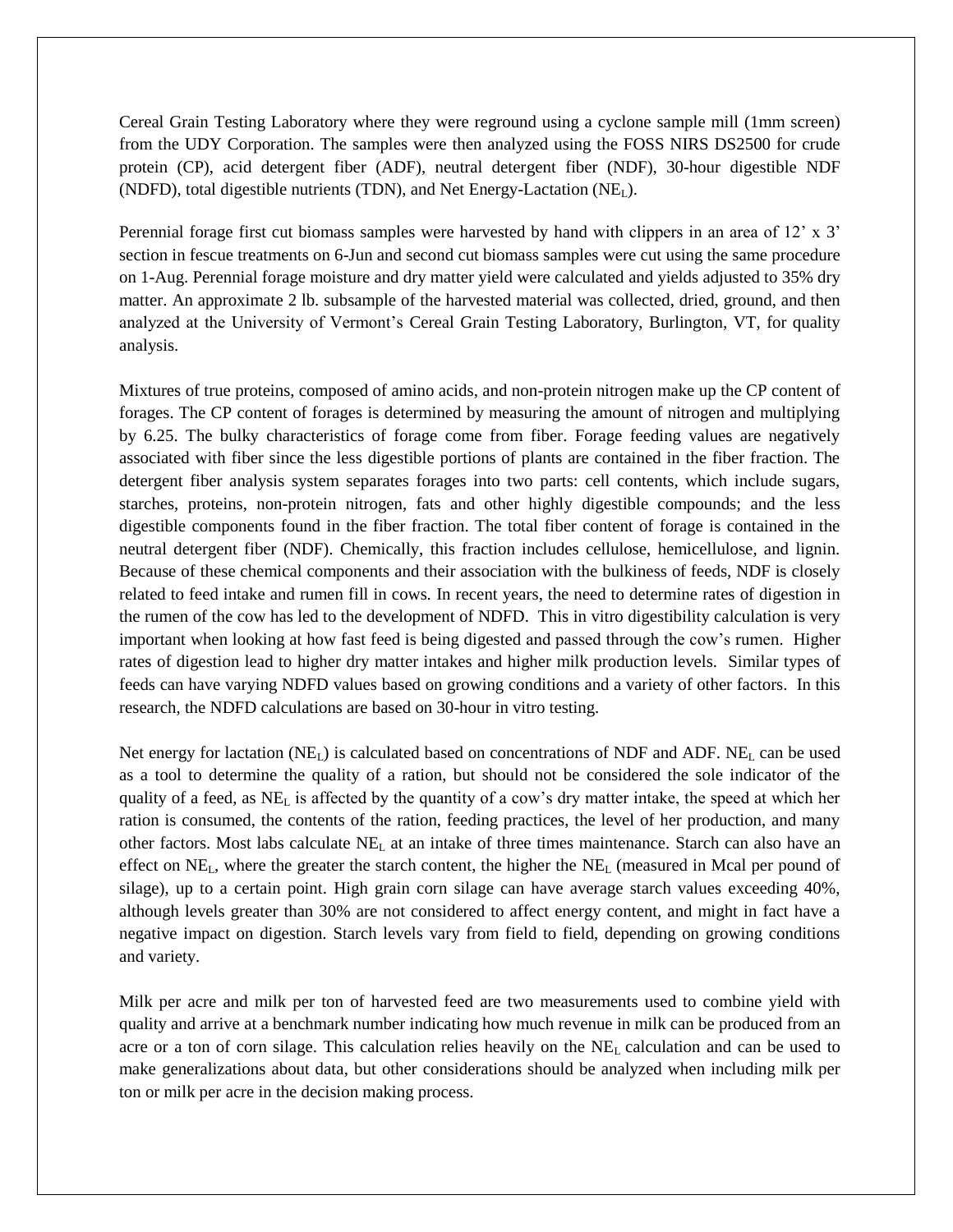Cereal Grain Testing Laboratory where they were reground using a cyclone sample mill (1mm screen) from the UDY Corporation. The samples were then analyzed using the FOSS NIRS DS2500 for crude protein (CP), acid detergent fiber (ADF), neutral detergent fiber (NDF), 30-hour digestible NDF (NDFD), total digestible nutrients (TDN), and Net Energy-Lactation ($NE_L$).

Perennial forage first cut biomass samples were harvested by hand with clippers in an area of 12' x 3' section in fescue treatments on 6-Jun and second cut biomass samples were cut using the same procedure on 1-Aug. Perennial forage moisture and dry matter yield were calculated and yields adjusted to 35% dry matter. An approximate 2 lb. subsample of the harvested material was collected, dried, ground, and then analyzed at the University of Vermont's Cereal Grain Testing Laboratory, Burlington, VT, for quality analysis.

Mixtures of true proteins, composed of amino acids, and non-protein nitrogen make up the CP content of forages. The CP content of forages is determined by measuring the amount of nitrogen and multiplying by 6.25. The bulky characteristics of forage come from fiber. Forage feeding values are negatively associated with fiber since the less digestible portions of plants are contained in the fiber fraction. The detergent fiber analysis system separates forages into two parts: cell contents, which include sugars, starches, proteins, non-protein nitrogen, fats and other highly digestible compounds; and the less digestible components found in the fiber fraction. The total fiber content of forage is contained in the neutral detergent fiber (NDF). Chemically, this fraction includes cellulose, hemicellulose, and lignin. Because of these chemical components and their association with the bulkiness of feeds, NDF is closely related to feed intake and rumen fill in cows. In recent years, the need to determine rates of digestion in the rumen of the cow has led to the development of NDFD. This in vitro digestibility calculation is very important when looking at how fast feed is being digested and passed through the cow's rumen. Higher rates of digestion lead to higher dry matter intakes and higher milk production levels. Similar types of feeds can have varying NDFD values based on growing conditions and a variety of other factors. In this research, the NDFD calculations are based on 30-hour in vitro testing.

Net energy for lactation ($NE_L$) is calculated based on concentrations of NDF and ADF. $NE_L$ can be used as a tool to determine the quality of a ration, but should not be considered the sole indicator of the quality of a feed, as $NE_L$ is affected by the quantity of a cow's dry matter intake, the speed at which her ration is consumed, the contents of the ration, feeding practices, the level of her production, and many other factors. Most labs calculate $NE_L$ at an intake of three times maintenance. Starch can also have an effect on $NE_L$, where the greater the starch content, the higher the $NE_L$ (measured in Mcal per pound of silage), up to a certain point. High grain corn silage can have average starch values exceeding 40%, although levels greater than 30% are not considered to affect energy content, and might in fact have a negative impact on digestion. Starch levels vary from field to field, depending on growing conditions and variety.

Milk per acre and milk per ton of harvested feed are two measurements used to combine yield with quality and arrive at a benchmark number indicating how much revenue in milk can be produced from an acre or a ton of corn silage. This calculation relies heavily on the $NE_L$ calculation and can be used to make generalizations about data, but other considerations should be analyzed when including milk per ton or milk per acre in the decision making process.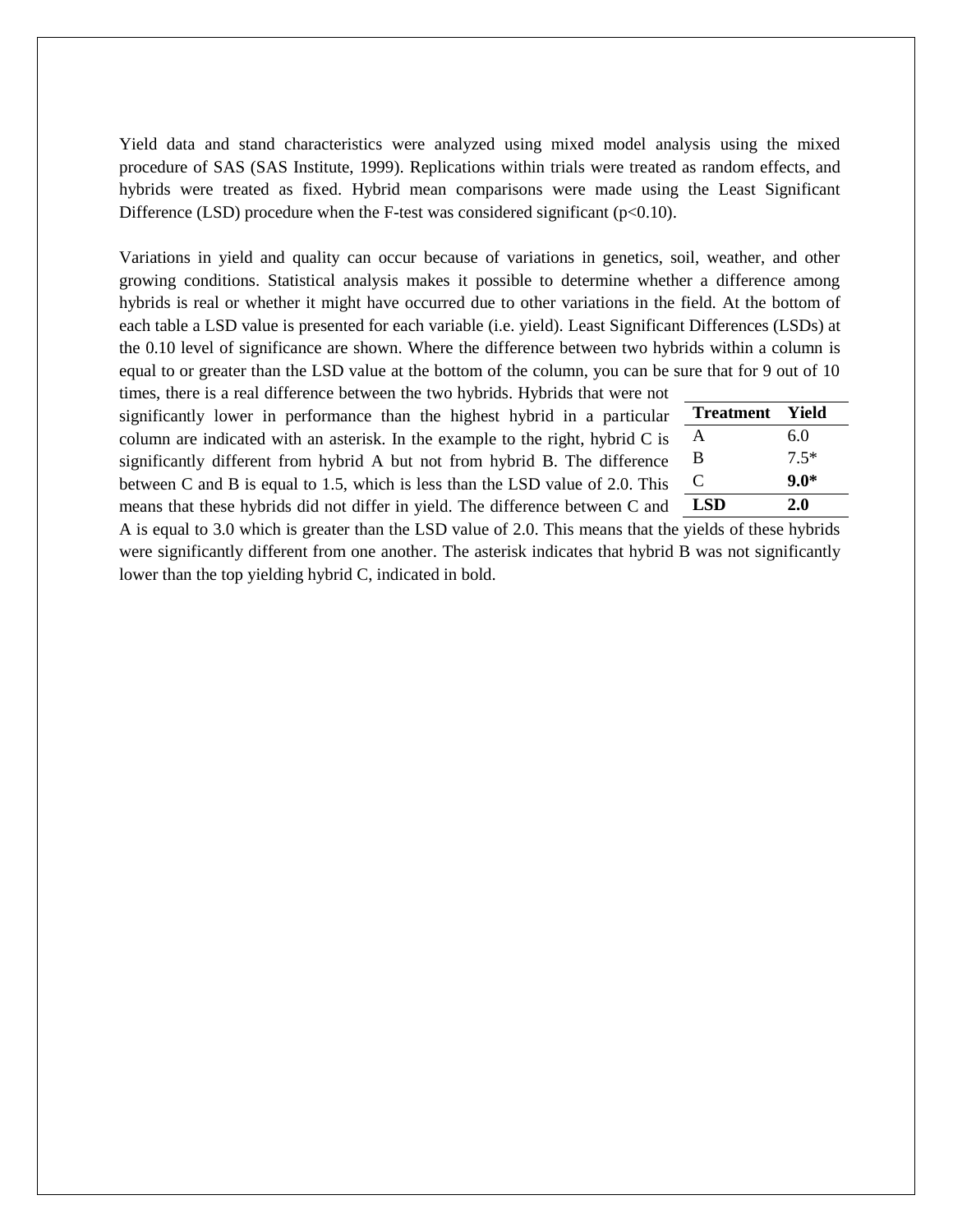Yield data and stand characteristics were analyzed using mixed model analysis using the mixed procedure of SAS (SAS Institute, 1999). Replications within trials were treated as random effects, and hybrids were treated as fixed. Hybrid mean comparisons were made using the Least Significant Difference (LSD) procedure when the F-test was considered significant ($p<0.10$).

Variations in yield and quality can occur because of variations in genetics, soil, weather, and other growing conditions. Statistical analysis makes it possible to determine whether a difference among hybrids is real or whether it might have occurred due to other variations in the field. At the bottom of each table a LSD value is presented for each variable (i.e. yield). Least Significant Differences (LSDs) at the 0.10 level of significance are shown. Where the difference between two hybrids within a column is equal to or greater than the LSD value at the bottom of the column, you can be sure that for 9 out of 10 times, there is a real difference between the two hybrids. Hybrids that were not significantly lower in performance than the highest hybrid in a particular column are indicated with an asterisk. In the example to the right, hybrid C is significantly different from hybrid A but not from hybrid B. The difference between C and B is equal to 1.5, which is less than the LSD value of 2.0. This means that these hybrids did not differ in yield. The difference between C and A is equal to 3.0 which is greater than the LSD value of 2.0. This means that the yields of these hybrids were significantly different from one another. The asterisk indicates that hybrid B was not significantly lower than the top yielding hybrid C, indicated in bold.

| Treatment | Yield |
|---|---|
| A | 6.0 |
| B | 7.5* |
| C | **9.0*** |
| **LSD** | **2.0** |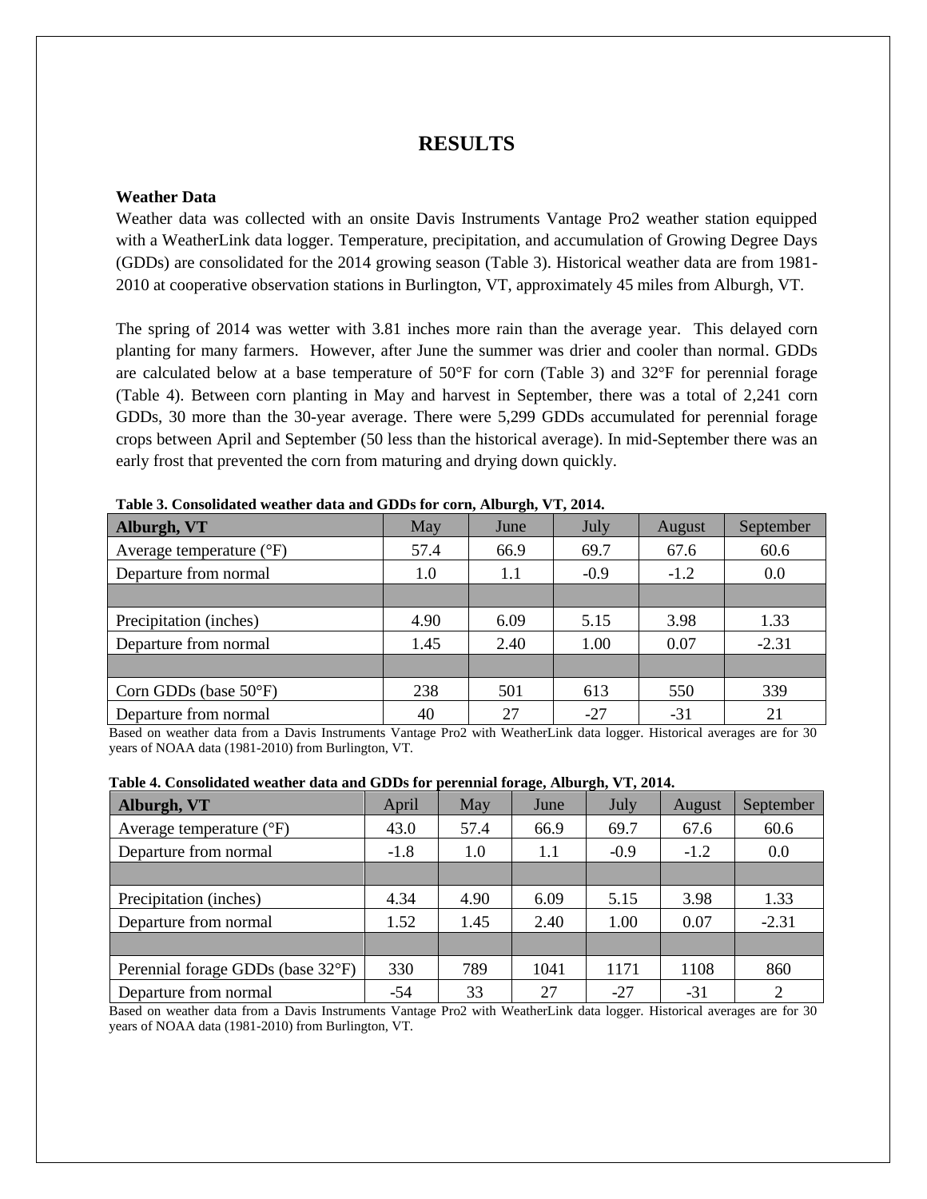# RESULTS

**Weather Data**

Weather data was collected with an onsite Davis Instruments Vantage Pro2 weather station equipped with a WeatherLink data logger. Temperature, precipitation, and accumulation of Growing Degree Days (GDDs) are consolidated for the 2014 growing season (Table 3). Historical weather data are from 1981-2010 at cooperative observation stations in Burlington, VT, approximately 45 miles from Alburgh, VT.

The spring of 2014 was wetter with 3.81 inches more rain than the average year. This delayed corn planting for many farmers. However, after June the summer was drier and cooler than normal. GDDs are calculated below at a base temperature of 50°F for corn (Table 3) and 32°F for perennial forage (Table 4). Between corn planting in May and harvest in September, there was a total of 2,241 corn GDDs, 30 more than the 30-year average. There were 5,299 GDDs accumulated for perennial forage crops between April and September (50 less than the historical average). In mid-September there was an early frost that prevented the corn from maturing and drying down quickly.

**Table 3. Consolidated weather data and GDDs for corn, Alburgh, VT, 2014.**

| Alburgh, VT | May | June | July | August | September |
|---|---|---|---|---|---|
| Average temperature (°F) | 57.4 | 66.9 | 69.7 | 67.6 | 60.6 |
| Departure from normal | 1.0 | 1.1 | -0.9 | -1.2 | 0.0 |
| | | | | | |
| Precipitation (inches) | 4.90 | 6.09 | 5.15 | 3.98 | 1.33 |
| Departure from normal | 1.45 | 2.40 | 1.00 | 0.07 | -2.31 |
| | | | | | |
| Corn GDDs (base 50°F) | 238 | 501 | 613 | 550 | 339 |
| Departure from normal | 40 | 27 | -27 | -31 | 21 |

Based on weather data from a Davis Instruments Vantage Pro2 with WeatherLink data logger. Historical averages are for 30 years of NOAA data (1981-2010) from Burlington, VT.

**Table 4. Consolidated weather data and GDDs for perennial forage, Alburgh, VT, 2014.**

| Alburgh, VT | April | May | June | July | August | September |
|---|---|---|---|---|---|---|
| Average temperature (°F) | 43.0 | 57.4 | 66.9 | 69.7 | 67.6 | 60.6 |
| Departure from normal | -1.8 | 1.0 | 1.1 | -0.9 | -1.2 | 0.0 |
| | | | | | | |
| Precipitation (inches) | 4.34 | 4.90 | 6.09 | 5.15 | 3.98 | 1.33 |
| Departure from normal | 1.52 | 1.45 | 2.40 | 1.00 | 0.07 | -2.31 |
| | | | | | | |
| Perennial forage GDDs (base 32°F) | 330 | 789 | 1041 | 1171 | 1108 | 860 |
| Departure from normal | -54 | 33 | 27 | -27 | -31 | 2 |

Based on weather data from a Davis Instruments Vantage Pro2 with WeatherLink data logger. Historical averages are for 30 years of NOAA data (1981-2010) from Burlington, VT.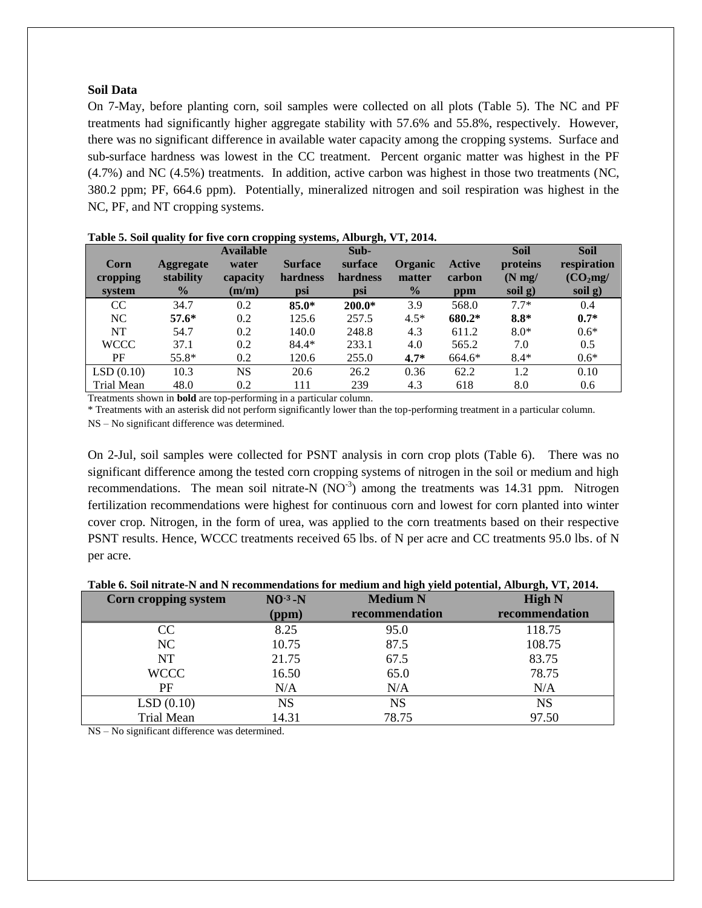**Soil Data**

On 7-May, before planting corn, soil samples were collected on all plots (Table 5). The NC and PF treatments had significantly higher aggregate stability with 57.6% and 55.8%, respectively. However, there was no significant difference in available water capacity among the cropping systems. Surface and sub-surface hardness was lowest in the CC treatment. Percent organic matter was highest in the PF (4.7%) and NC (4.5%) treatments. In addition, active carbon was highest in those two treatments (NC, 380.2 ppm; PF, 664.6 ppm). Potentially, mineralized nitrogen and soil respiration was highest in the NC, PF, and NT cropping systems.

**Table 5. Soil quality for five corn cropping systems, Alburgh, VT, 2014.**

| Corn cropping system | Aggregate stability % | Available water capacity (m/m) | Surface hardness psi | Sub-surface hardness psi | Organic matter % | Active carbon ppm | Soil proteins (N mg/ soil g) | Soil respiration ($CO_2$mg/ soil g) |
|---|---|---|---|---|---|---|---|---|
| CC | 34.7 | 0.2 | **85.0*** | **200.0*** | 3.9 | 568.0 | 7.7* | 0.4 |
| NC | **57.6*** | 0.2 | 125.6 | 257.5 | 4.5* | **680.2*** | **8.8*** | **0.7*** |
| NT | 54.7 | 0.2 | 140.0 | 248.8 | 4.3 | 611.2 | 8.0* | 0.6* |
| WCCC | 37.1 | 0.2 | 84.4* | 233.1 | 4.0 | 565.2 | 7.0 | 0.5 |
| PF | 55.8* | 0.2 | 120.6 | 255.0 | **4.7*** | 664.6* | 8.4* | 0.6* |
| LSD (0.10) | 10.3 | NS | 20.6 | 26.2 | 0.36 | 62.2 | 1.2 | 0.10 |
| Trial Mean | 48.0 | 0.2 | 111 | 239 | 4.3 | 618 | 8.0 | 0.6 |

Treatments shown in **bold** are top-performing in a particular column.

* Treatments with an asterisk did not perform significantly lower than the top-performing treatment in a particular column.

NS – No significant difference was determined.

On 2-Jul, soil samples were collected for PSNT analysis in corn crop plots (Table 6). There was no significant difference among the tested corn cropping systems of nitrogen in the soil or medium and high recommendations. The mean soil nitrate-N ($NO^{-3}$) among the treatments was 14.31 ppm. Nitrogen fertilization recommendations were highest for continuous corn and lowest for corn planted into winter cover crop. Nitrogen, in the form of urea, was applied to the corn treatments based on their respective PSNT results. Hence, WCCC treatments received 65 lbs. of N per acre and CC treatments 95.0 lbs. of N per acre.

**Table 6. Soil nitrate-N and N recommendations for medium and high yield potential, Alburgh, VT, 2014.**

| Corn cropping system | $NO^{-3}$-N (ppm) | Medium N recommendation | High N recommendation |
|---|---|---|---|
| CC | 8.25 | 95.0 | 118.75 |
| NC | 10.75 | 87.5 | 108.75 |
| NT | 21.75 | 67.5 | 83.75 |
| WCCC | 16.50 | 65.0 | 78.75 |
| PF | N/A | N/A | N/A |
| LSD (0.10) | NS | NS | NS |
| Trial Mean | 14.31 | 78.75 | 97.50 |

NS – No significant difference was determined.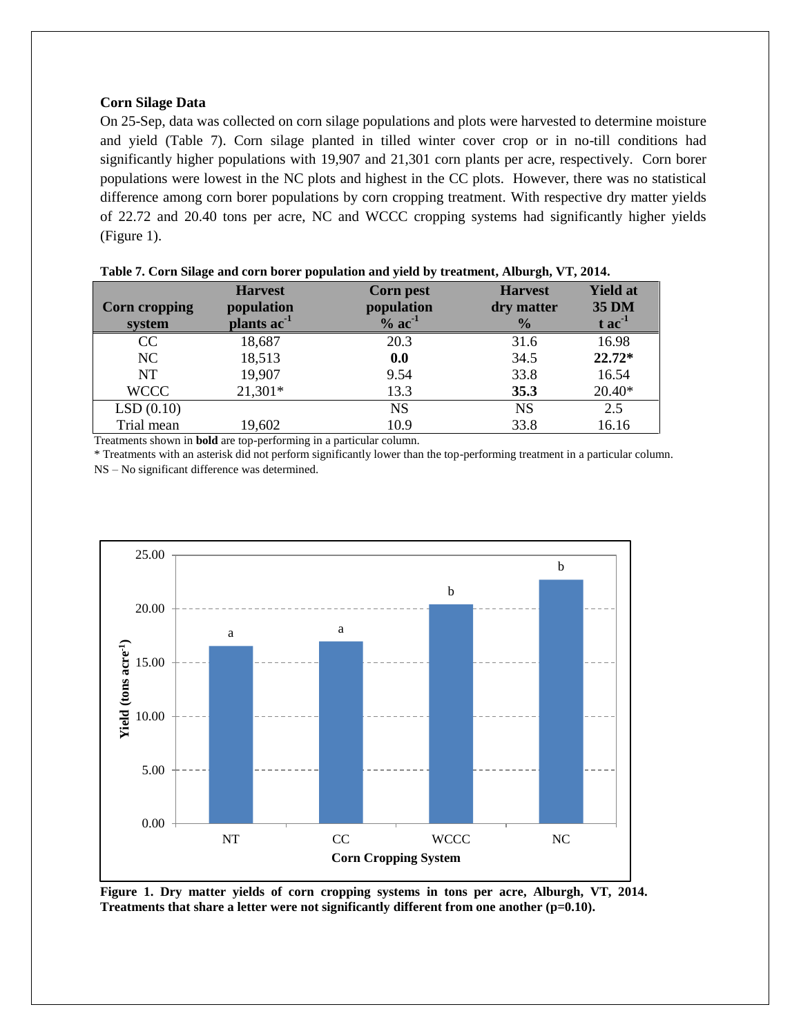**Corn Silage Data**

On 25-Sep, data was collected on corn silage populations and plots were harvested to determine moisture and yield (Table 7). Corn silage planted in tilled winter cover crop or in no-till conditions had significantly higher populations with 19,907 and 21,301 corn plants per acre, respectively. Corn borer populations were lowest in the NC plots and highest in the CC plots. However, there was no statistical difference among corn borer populations by corn cropping treatment. With respective dry matter yields of 22.72 and 20.40 tons per acre, NC and WCCC cropping systems had significantly higher yields (Figure 1).

**Table 7. Corn Silage and corn borer population and yield by treatment, Alburgh, VT, 2014.**

| Corn cropping system | Harvest population plants $ac^{-1}$ | Corn pest population % $ac^{-1}$ | Harvest dry matter % | Yield at 35 DM t $ac^{-1}$ |
|---|---|---|---|---|
| CC | 18,687 | 20.3 | 31.6 | 16.98 |
| NC | 18,513 | **0.0** | 34.5 | **22.72*** |
| NT | 19,907 | 9.54 | 33.8 | 16.54 |
| WCCC | 21,301* | 13.3 | **35.3** | 20.40* |
| LSD (0.10) | | NS | NS | 2.5 |
| Trial mean | 19,602 | 10.9 | 33.8 | 16.16 |

Treatments shown in **bold** are top-performing in a particular column.

* Treatments with an asterisk did not perform significantly lower than the top-performing treatment in a particular column.

NS – No significant difference was determined.

**Figure 1. Dry matter yields of corn cropping systems in tons per acre, Alburgh, VT, 2014. Treatments that share a letter were not significantly different from one another (p=0.10).**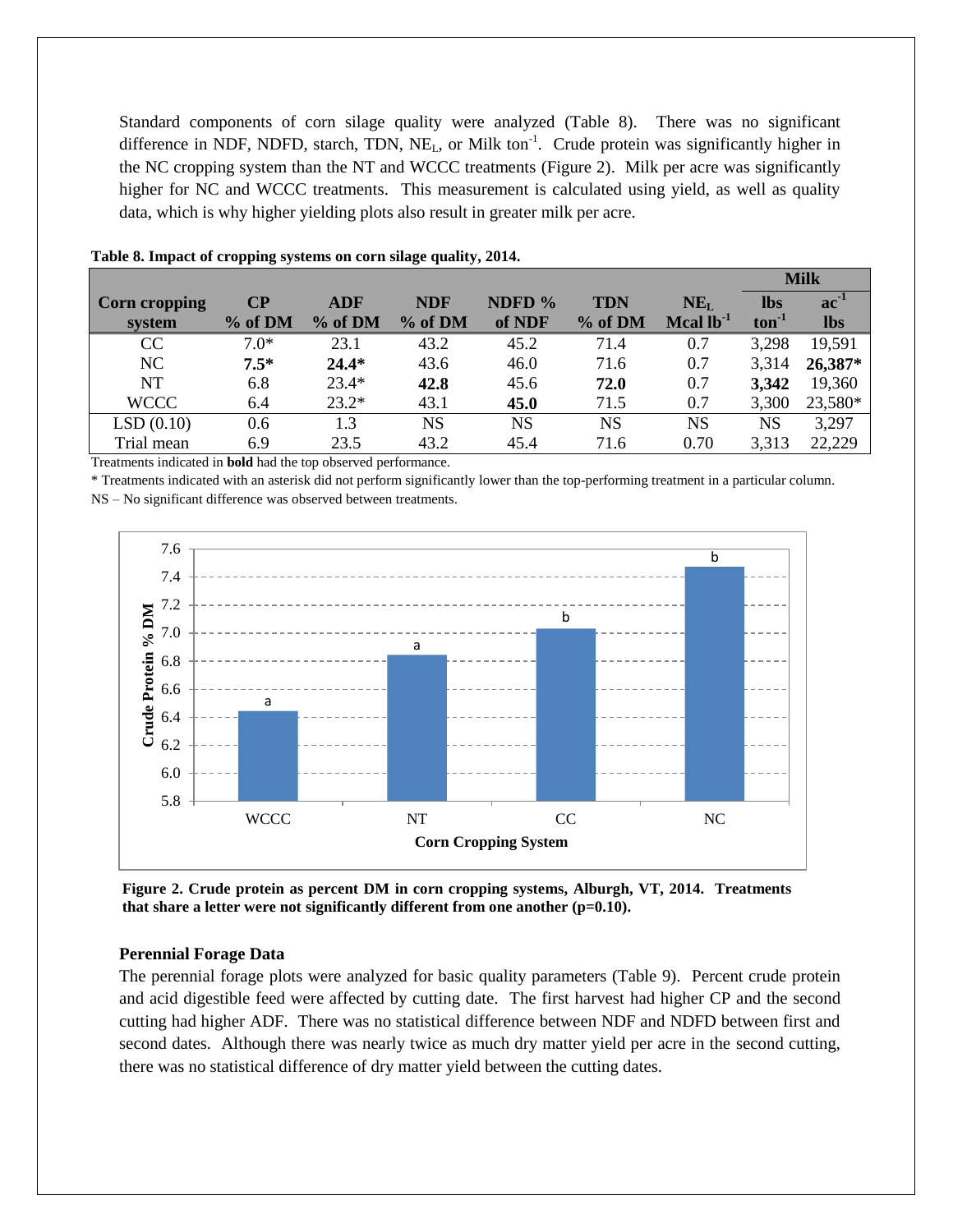Standard components of corn silage quality were analyzed (Table 8). There was no significant difference in NDF, NDFD, starch, TDN, $NE_L$, or Milk $ton^{-1}$. Crude protein was significantly higher in the NC cropping system than the NT and WCCC treatments (Figure 2). Milk per acre was significantly higher for NC and WCCC treatments. This measurement is calculated using yield, as well as quality data, which is why higher yielding plots also result in greater milk per acre.

**Table 8. Impact of cropping systems on corn silage quality, 2014.**

| Corn cropping system | CP % of DM | ADF % of DM | NDF % of DM | NDFD % of NDF | TDN % of DM | $NE_L$ Mcal $lb^{-1}$ | Milk lbs $ton^{-1}$ | Milk $ac^{-1}$ lbs |
|---|---|---|---|---|---|---|---|---|
| CC | 7.0* | 23.1 | 43.2 | 45.2 | 71.4 | 0.7 | 3,298 | 19,591 |
| NC | **7.5*** | **24.4*** | 43.6 | 46.0 | 71.6 | 0.7 | 3,314 | **26,387*** |
| NT | 6.8 | 23.4* | **42.8** | 45.6 | **72.0** | 0.7 | **3,342** | 19,360 |
| WCCC | 6.4 | 23.2* | 43.1 | **45.0** | 71.5 | 0.7 | 3,300 | 23,580* |
| LSD (0.10) | 0.6 | 1.3 | NS | NS | NS | NS | NS | 3,297 |
| Trial mean | 6.9 | 23.5 | 43.2 | 45.4 | 71.6 | 0.70 | 3,313 | 22,229 |

Treatments indicated in **bold** had the top observed performance.

* Treatments indicated with an asterisk did not perform significantly lower than the top-performing treatment in a particular column.

NS – No significant difference was observed between treatments.

**Figure 2. Crude protein as percent DM in corn cropping systems, Alburgh, VT, 2014. Treatments that share a letter were not significantly different from one another (p=0.10).**

### Perennial Forage Data

The perennial forage plots were analyzed for basic quality parameters (Table 9). Percent crude protein and acid digestible feed were affected by cutting date. The first harvest had higher CP and the second cutting had higher ADF. There was no statistical difference between NDF and NDFD between first and second dates. Although there was nearly twice as much dry matter yield per acre in the second cutting, there was no statistical difference of dry matter yield between the cutting dates.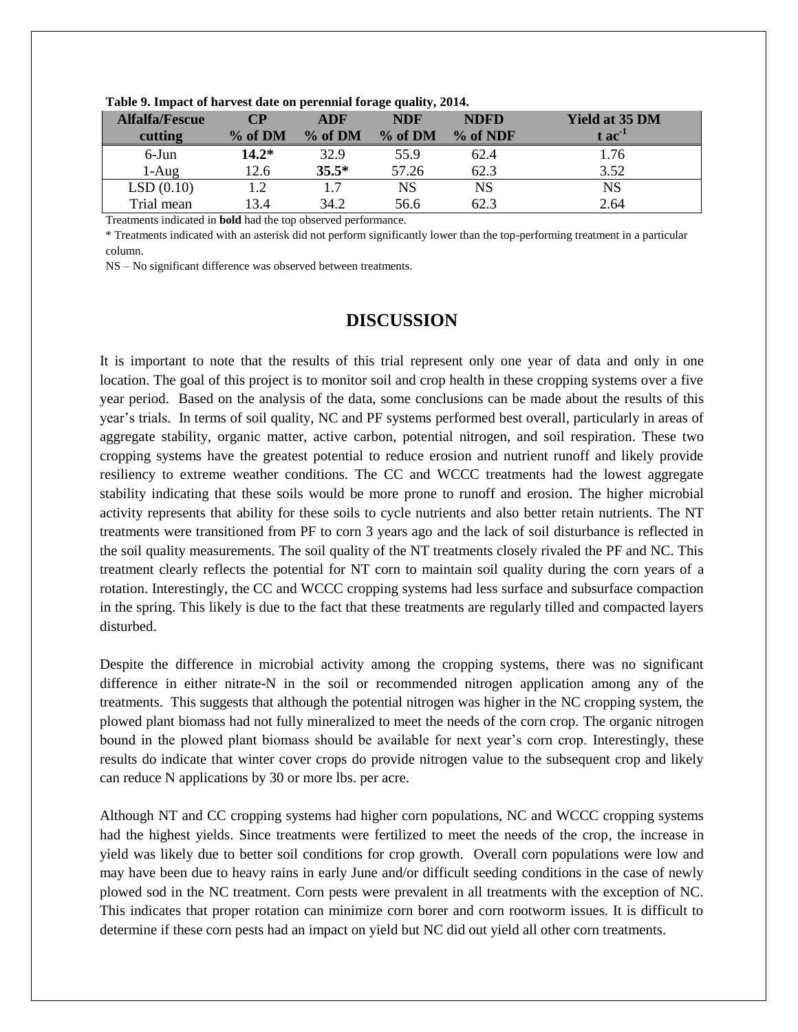**Table 9. Impact of harvest date on perennial forage quality, 2014.**

| Alfalfa/Fescue cutting | CP % of DM | ADF % of DM | NDF % of DM | NDFD % of NDF | Yield at 35 DM t ac$^{-1}$ |
|---|---|---|---|---|---|
| 6-Jun | **14.2*** | 32.9 | 55.9 | 62.4 | 1.76 |
| 1-Aug | 12.6 | **35.5*** | 57.26 | 62.3 | 3.52 |
| LSD (0.10) | 1.2 | 1.7 | NS | NS | NS |
| Trial mean | 13.4 | 34.2 | 56.6 | 62.3 | 2.64 |

Treatments indicated in **bold** had the top observed performance.

\* Treatments indicated with an asterisk did not perform significantly lower than the top-performing treatment in a particular column.

NS – No significant difference was observed between treatments.

# DISCUSSION

It is important to note that the results of this trial represent only one year of data and only in one location. The goal of this project is to monitor soil and crop health in these cropping systems over a five year period. Based on the analysis of the data, some conclusions can be made about the results of this year's trials. In terms of soil quality, NC and PF systems performed best overall, particularly in areas of aggregate stability, organic matter, active carbon, potential nitrogen, and soil respiration. These two cropping systems have the greatest potential to reduce erosion and nutrient runoff and likely provide resiliency to extreme weather conditions. The CC and WCCC treatments had the lowest aggregate stability indicating that these soils would be more prone to runoff and erosion. The higher microbial activity represents that ability for these soils to cycle nutrients and also better retain nutrients. The NT treatments were transitioned from PF to corn 3 years ago and the lack of soil disturbance is reflected in the soil quality measurements. The soil quality of the NT treatments closely rivaled the PF and NC. This treatment clearly reflects the potential for NT corn to maintain soil quality during the corn years of a rotation. Interestingly, the CC and WCCC cropping systems had less surface and subsurface compaction in the spring. This likely is due to the fact that these treatments are regularly tilled and compacted layers disturbed.

Despite the difference in microbial activity among the cropping systems, there was no significant difference in either nitrate-N in the soil or recommended nitrogen application among any of the treatments. This suggests that although the potential nitrogen was higher in the NC cropping system, the plowed plant biomass had not fully mineralized to meet the needs of the corn crop. The organic nitrogen bound in the plowed plant biomass should be available for next year's corn crop. Interestingly, these results do indicate that winter cover crops do provide nitrogen value to the subsequent crop and likely can reduce N applications by 30 or more lbs. per acre.

Although NT and CC cropping systems had higher corn populations, NC and WCCC cropping systems had the highest yields. Since treatments were fertilized to meet the needs of the crop, the increase in yield was likely due to better soil conditions for crop growth. Overall corn populations were low and may have been due to heavy rains in early June and/or difficult seeding conditions in the case of newly plowed sod in the NC treatment. Corn pests were prevalent in all treatments with the exception of NC. This indicates that proper rotation can minimize corn borer and corn rootworm issues. It is difficult to determine if these corn pests had an impact on yield but NC did out yield all other corn treatments.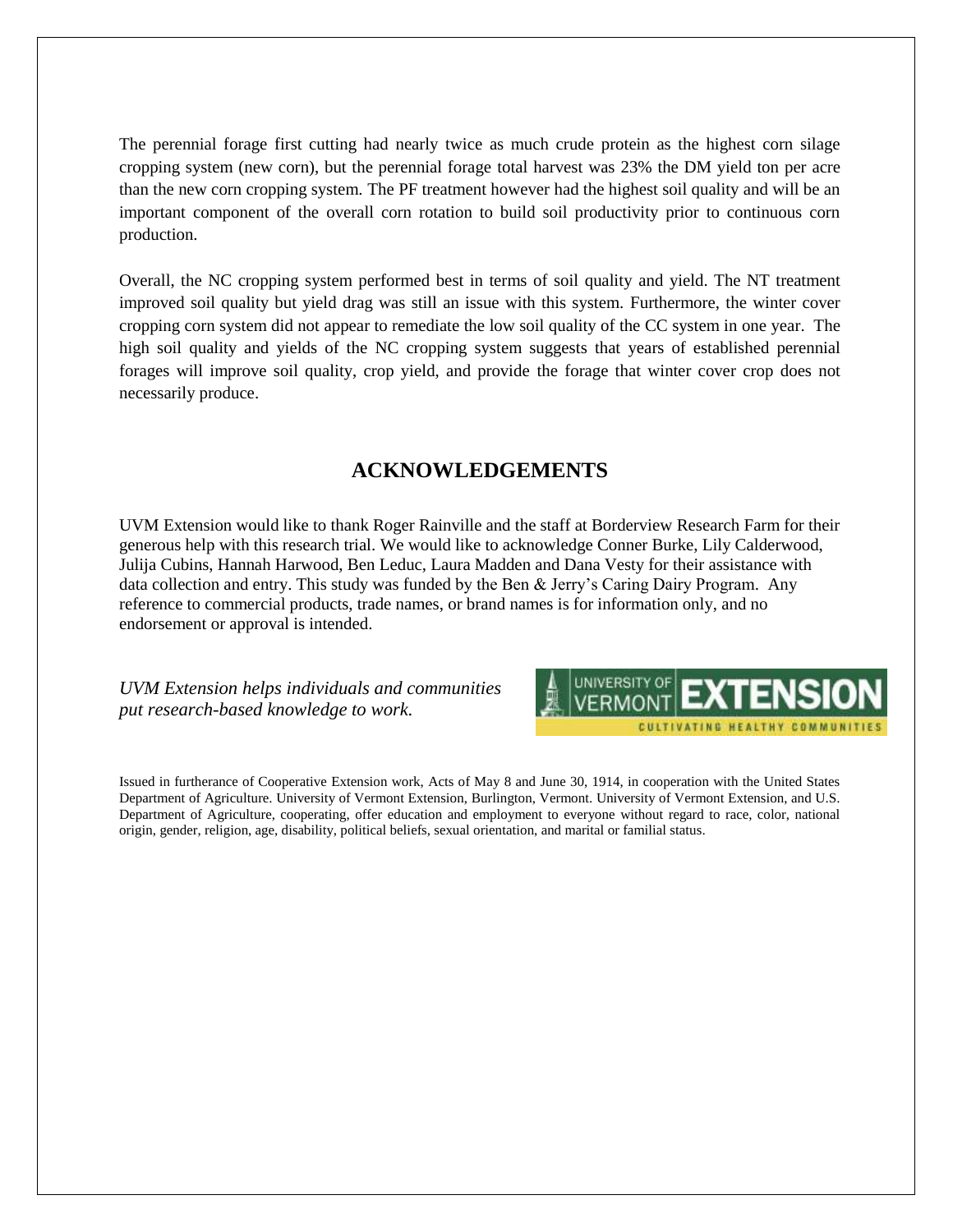The perennial forage first cutting had nearly twice as much crude protein as the highest corn silage cropping system (new corn), but the perennial forage total harvest was 23% the DM yield ton per acre than the new corn cropping system. The PF treatment however had the highest soil quality and will be an important component of the overall corn rotation to build soil productivity prior to continuous corn production.

Overall, the NC cropping system performed best in terms of soil quality and yield. The NT treatment improved soil quality but yield drag was still an issue with this system. Furthermore, the winter cover cropping corn system did not appear to remediate the low soil quality of the CC system in one year. The high soil quality and yields of the NC cropping system suggests that years of established perennial forages will improve soil quality, crop yield, and provide the forage that winter cover crop does not necessarily produce.

## ACKNOWLEDGEMENTS

UVM Extension would like to thank Roger Rainville and the staff at Borderview Research Farm for their generous help with this research trial. We would like to acknowledge Conner Burke, Lily Calderwood, Julija Cubins, Hannah Harwood, Ben Leduc, Laura Madden and Dana Vesty for their assistance with data collection and entry. This study was funded by the Ben & Jerry's Caring Dairy Program. Any reference to commercial products, trade names, or brand names is for information only, and no endorsement or approval is intended.

*UVM Extension helps individuals and communities put research-based knowledge to work.*

UNIVERSITY OF VERMONT EXTENSION
CULTIVATING HEALTHY COMMUNITIES

Issued in furtherance of Cooperative Extension work, Acts of May 8 and June 30, 1914, in cooperation with the United States Department of Agriculture. University of Vermont Extension, Burlington, Vermont. University of Vermont Extension, and U.S. Department of Agriculture, cooperating, offer education and employment to everyone without regard to race, color, national origin, gender, religion, age, disability, political beliefs, sexual orientation, and marital or familial status.